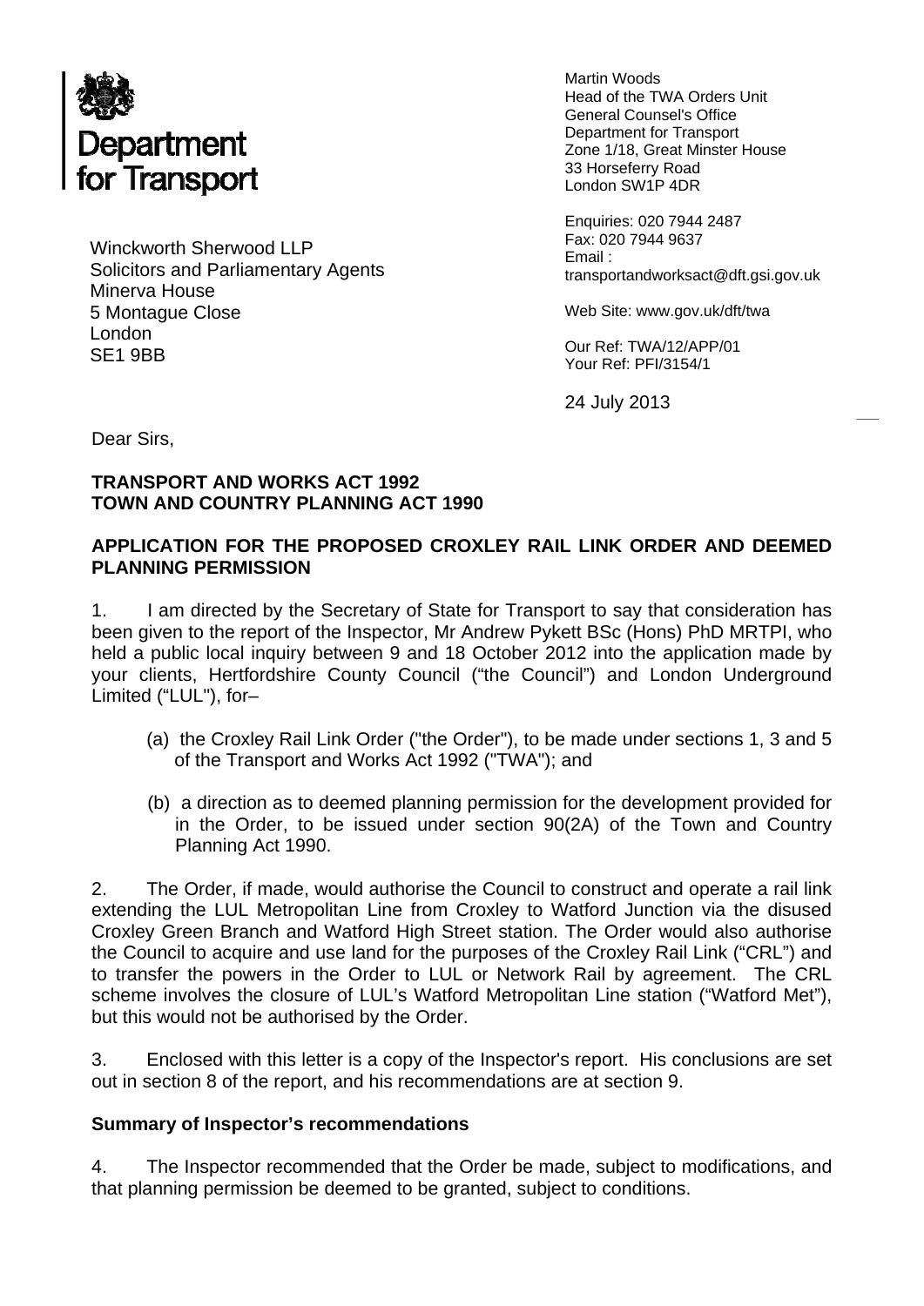Department for Transport

Martin Woods
Head of the TWA Orders Unit
General Counsel's Office
Department for Transport
Zone 1/18, Great Minster House
33 Horseferry Road
London SW1P 4DR

Enquiries: 020 7944 2487
Fax: 020 7944 9637
Email : transportandworksact@dft.gsi.gov.uk

Web Site: www.gov.uk/dft/twa

Our Ref: TWA/12/APP/01
Your Ref: PFI/3154/1

24 July 2013

Winckworth Sherwood LLP
Solicitors and Parliamentary Agents
Minerva House
5 Montague Close
London
SE1 9BB

Dear Sirs,

**TRANSPORT AND WORKS ACT 1992**
**TOWN AND COUNTRY PLANNING ACT 1990**

**APPLICATION FOR THE PROPOSED CROXLEY RAIL LINK ORDER AND DEEMED PLANNING PERMISSION**

1. I am directed by the Secretary of State for Transport to say that consideration has been given to the report of the Inspector, Mr Andrew Pykett BSc (Hons) PhD MRTPI, who held a public local inquiry between 9 and 18 October 2012 into the application made by your clients, Hertfordshire County Council ("the Council") and London Underground Limited ("LUL"), for–

   (a) the Croxley Rail Link Order ("the Order"), to be made under sections 1, 3 and 5 of the Transport and Works Act 1992 ("TWA"); and

   (b) a direction as to deemed planning permission for the development provided for in the Order, to be issued under section 90(2A) of the Town and Country Planning Act 1990.

2. The Order, if made, would authorise the Council to construct and operate a rail link extending the LUL Metropolitan Line from Croxley to Watford Junction via the disused Croxley Green Branch and Watford High Street station. The Order would also authorise the Council to acquire and use land for the purposes of the Croxley Rail Link ("CRL") and to transfer the powers in the Order to LUL or Network Rail by agreement. The CRL scheme involves the closure of LUL's Watford Metropolitan Line station ("Watford Met"), but this would not be authorised by the Order.

3. Enclosed with this letter is a copy of the Inspector's report. His conclusions are set out in section 8 of the report, and his recommendations are at section 9.

**Summary of Inspector's recommendations**

4. The Inspector recommended that the Order be made, subject to modifications, and that planning permission be deemed to be granted, subject to conditions.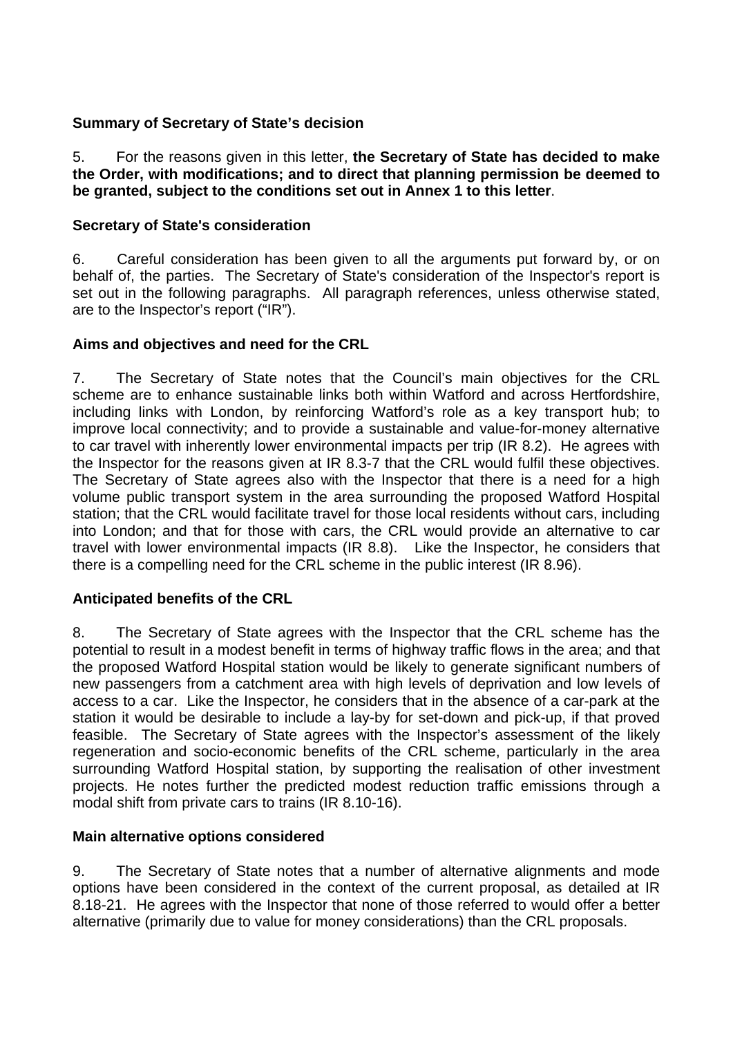**Summary of Secretary of State's decision**

5. For the reasons given in this letter, **the Secretary of State has decided to make the Order, with modifications; and to direct that planning permission be deemed to be granted, subject to the conditions set out in Annex 1 to this letter**.

**Secretary of State's consideration**

6. Careful consideration has been given to all the arguments put forward by, or on behalf of, the parties. The Secretary of State's consideration of the Inspector's report is set out in the following paragraphs. All paragraph references, unless otherwise stated, are to the Inspector's report ("IR").

**Aims and objectives and need for the CRL**

7. The Secretary of State notes that the Council's main objectives for the CRL scheme are to enhance sustainable links both within Watford and across Hertfordshire, including links with London, by reinforcing Watford's role as a key transport hub; to improve local connectivity; and to provide a sustainable and value-for-money alternative to car travel with inherently lower environmental impacts per trip (IR 8.2). He agrees with the Inspector for the reasons given at IR 8.3-7 that the CRL would fulfil these objectives. The Secretary of State agrees also with the Inspector that there is a need for a high volume public transport system in the area surrounding the proposed Watford Hospital station; that the CRL would facilitate travel for those local residents without cars, including into London; and that for those with cars, the CRL would provide an alternative to car travel with lower environmental impacts (IR 8.8). Like the Inspector, he considers that there is a compelling need for the CRL scheme in the public interest (IR 8.96).

**Anticipated benefits of the CRL**

8. The Secretary of State agrees with the Inspector that the CRL scheme has the potential to result in a modest benefit in terms of highway traffic flows in the area; and that the proposed Watford Hospital station would be likely to generate significant numbers of new passengers from a catchment area with high levels of deprivation and low levels of access to a car. Like the Inspector, he considers that in the absence of a car-park at the station it would be desirable to include a lay-by for set-down and pick-up, if that proved feasible. The Secretary of State agrees with the Inspector's assessment of the likely regeneration and socio-economic benefits of the CRL scheme, particularly in the area surrounding Watford Hospital station, by supporting the realisation of other investment projects. He notes further the predicted modest reduction traffic emissions through a modal shift from private cars to trains (IR 8.10-16).

**Main alternative options considered**

9. The Secretary of State notes that a number of alternative alignments and mode options have been considered in the context of the current proposal, as detailed at IR 8.18-21. He agrees with the Inspector that none of those referred to would offer a better alternative (primarily due to value for money considerations) than the CRL proposals.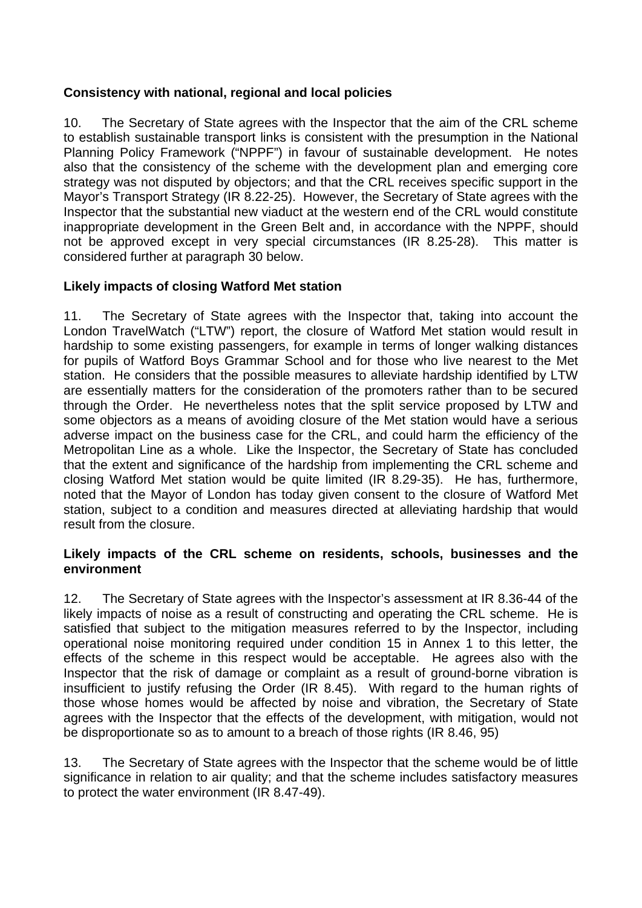**Consistency with national, regional and local policies**

10. The Secretary of State agrees with the Inspector that the aim of the CRL scheme to establish sustainable transport links is consistent with the presumption in the National Planning Policy Framework ("NPPF") in favour of sustainable development. He notes also that the consistency of the scheme with the development plan and emerging core strategy was not disputed by objectors; and that the CRL receives specific support in the Mayor's Transport Strategy (IR 8.22-25). However, the Secretary of State agrees with the Inspector that the substantial new viaduct at the western end of the CRL would constitute inappropriate development in the Green Belt and, in accordance with the NPPF, should not be approved except in very special circumstances (IR 8.25-28). This matter is considered further at paragraph 30 below.

**Likely impacts of closing Watford Met station**

11. The Secretary of State agrees with the Inspector that, taking into account the London TravelWatch ("LTW") report, the closure of Watford Met station would result in hardship to some existing passengers, for example in terms of longer walking distances for pupils of Watford Boys Grammar School and for those who live nearest to the Met station. He considers that the possible measures to alleviate hardship identified by LTW are essentially matters for the consideration of the promoters rather than to be secured through the Order. He nevertheless notes that the split service proposed by LTW and some objectors as a means of avoiding closure of the Met station would have a serious adverse impact on the business case for the CRL, and could harm the efficiency of the Metropolitan Line as a whole. Like the Inspector, the Secretary of State has concluded that the extent and significance of the hardship from implementing the CRL scheme and closing Watford Met station would be quite limited (IR 8.29-35). He has, furthermore, noted that the Mayor of London has today given consent to the closure of Watford Met station, subject to a condition and measures directed at alleviating hardship that would result from the closure.

**Likely impacts of the CRL scheme on residents, schools, businesses and the environment**

12. The Secretary of State agrees with the Inspector's assessment at IR 8.36-44 of the likely impacts of noise as a result of constructing and operating the CRL scheme. He is satisfied that subject to the mitigation measures referred to by the Inspector, including operational noise monitoring required under condition 15 in Annex 1 to this letter, the effects of the scheme in this respect would be acceptable. He agrees also with the Inspector that the risk of damage or complaint as a result of ground-borne vibration is insufficient to justify refusing the Order (IR 8.45). With regard to the human rights of those whose homes would be affected by noise and vibration, the Secretary of State agrees with the Inspector that the effects of the development, with mitigation, would not be disproportionate so as to amount to a breach of those rights (IR 8.46, 95)

13. The Secretary of State agrees with the Inspector that the scheme would be of little significance in relation to air quality; and that the scheme includes satisfactory measures to protect the water environment (IR 8.47-49).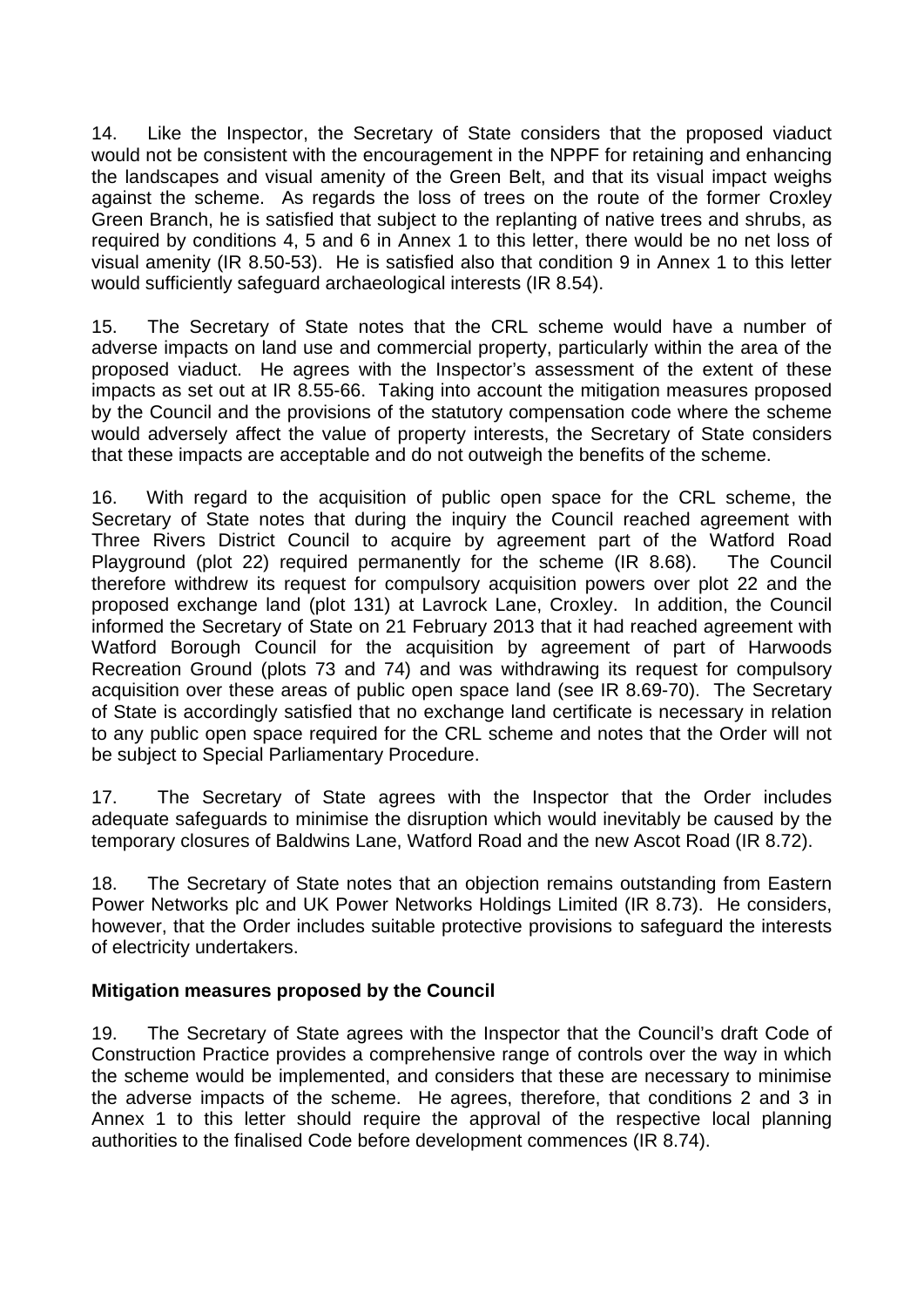14. Like the Inspector, the Secretary of State considers that the proposed viaduct would not be consistent with the encouragement in the NPPF for retaining and enhancing the landscapes and visual amenity of the Green Belt, and that its visual impact weighs against the scheme. As regards the loss of trees on the route of the former Croxley Green Branch, he is satisfied that subject to the replanting of native trees and shrubs, as required by conditions 4, 5 and 6 in Annex 1 to this letter, there would be no net loss of visual amenity (IR 8.50-53). He is satisfied also that condition 9 in Annex 1 to this letter would sufficiently safeguard archaeological interests (IR 8.54).

15. The Secretary of State notes that the CRL scheme would have a number of adverse impacts on land use and commercial property, particularly within the area of the proposed viaduct. He agrees with the Inspector's assessment of the extent of these impacts as set out at IR 8.55-66. Taking into account the mitigation measures proposed by the Council and the provisions of the statutory compensation code where the scheme would adversely affect the value of property interests, the Secretary of State considers that these impacts are acceptable and do not outweigh the benefits of the scheme.

16. With regard to the acquisition of public open space for the CRL scheme, the Secretary of State notes that during the inquiry the Council reached agreement with Three Rivers District Council to acquire by agreement part of the Watford Road Playground (plot 22) required permanently for the scheme (IR 8.68). The Council therefore withdrew its request for compulsory acquisition powers over plot 22 and the proposed exchange land (plot 131) at Lavrock Lane, Croxley. In addition, the Council informed the Secretary of State on 21 February 2013 that it had reached agreement with Watford Borough Council for the acquisition by agreement of part of Harwoods Recreation Ground (plots 73 and 74) and was withdrawing its request for compulsory acquisition over these areas of public open space land (see IR 8.69-70). The Secretary of State is accordingly satisfied that no exchange land certificate is necessary in relation to any public open space required for the CRL scheme and notes that the Order will not be subject to Special Parliamentary Procedure.

17. The Secretary of State agrees with the Inspector that the Order includes adequate safeguards to minimise the disruption which would inevitably be caused by the temporary closures of Baldwins Lane, Watford Road and the new Ascot Road (IR 8.72).

18. The Secretary of State notes that an objection remains outstanding from Eastern Power Networks plc and UK Power Networks Holdings Limited (IR 8.73). He considers, however, that the Order includes suitable protective provisions to safeguard the interests of electricity undertakers.

**Mitigation measures proposed by the Council**

19. The Secretary of State agrees with the Inspector that the Council's draft Code of Construction Practice provides a comprehensive range of controls over the way in which the scheme would be implemented, and considers that these are necessary to minimise the adverse impacts of the scheme. He agrees, therefore, that conditions 2 and 3 in Annex 1 to this letter should require the approval of the respective local planning authorities to the finalised Code before development commences (IR 8.74).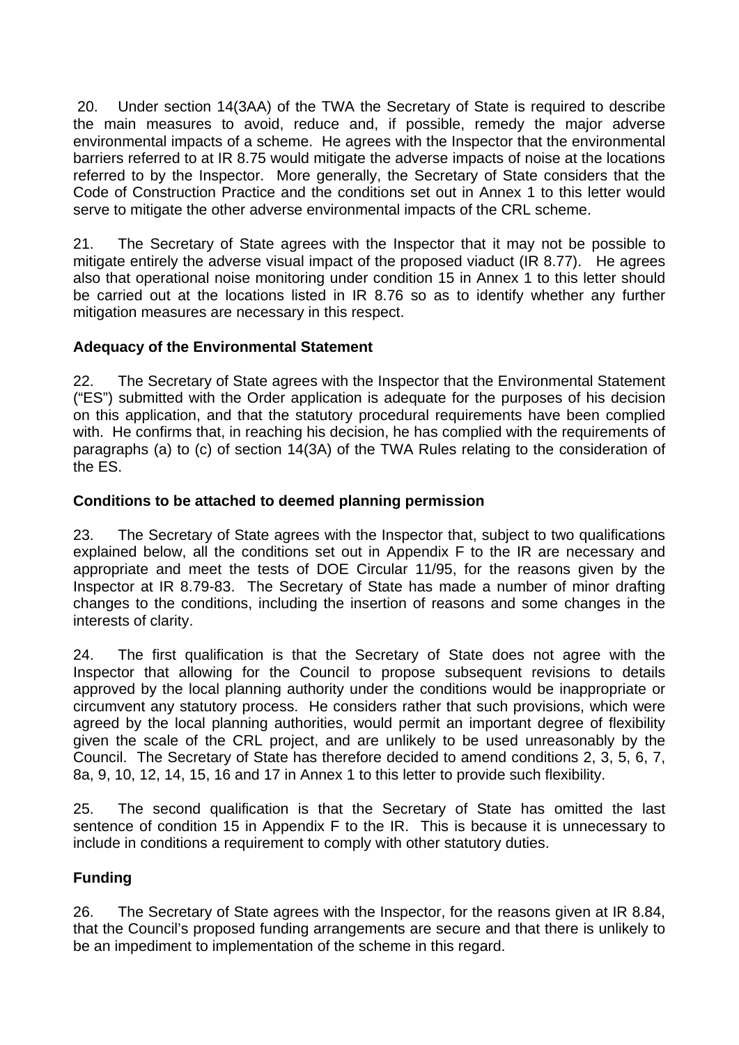20. Under section 14(3AA) of the TWA the Secretary of State is required to describe the main measures to avoid, reduce and, if possible, remedy the major adverse environmental impacts of a scheme. He agrees with the Inspector that the environmental barriers referred to at IR 8.75 would mitigate the adverse impacts of noise at the locations referred to by the Inspector. More generally, the Secretary of State considers that the Code of Construction Practice and the conditions set out in Annex 1 to this letter would serve to mitigate the other adverse environmental impacts of the CRL scheme.

21. The Secretary of State agrees with the Inspector that it may not be possible to mitigate entirely the adverse visual impact of the proposed viaduct (IR 8.77). He agrees also that operational noise monitoring under condition 15 in Annex 1 to this letter should be carried out at the locations listed in IR 8.76 so as to identify whether any further mitigation measures are necessary in this respect.

**Adequacy of the Environmental Statement**

22. The Secretary of State agrees with the Inspector that the Environmental Statement ("ES") submitted with the Order application is adequate for the purposes of his decision on this application, and that the statutory procedural requirements have been complied with. He confirms that, in reaching his decision, he has complied with the requirements of paragraphs (a) to (c) of section 14(3A) of the TWA Rules relating to the consideration of the ES.

**Conditions to be attached to deemed planning permission**

23. The Secretary of State agrees with the Inspector that, subject to two qualifications explained below, all the conditions set out in Appendix F to the IR are necessary and appropriate and meet the tests of DOE Circular 11/95, for the reasons given by the Inspector at IR 8.79-83. The Secretary of State has made a number of minor drafting changes to the conditions, including the insertion of reasons and some changes in the interests of clarity.

24. The first qualification is that the Secretary of State does not agree with the Inspector that allowing for the Council to propose subsequent revisions to details approved by the local planning authority under the conditions would be inappropriate or circumvent any statutory process. He considers rather that such provisions, which were agreed by the local planning authorities, would permit an important degree of flexibility given the scale of the CRL project, and are unlikely to be used unreasonably by the Council. The Secretary of State has therefore decided to amend conditions 2, 3, 5, 6, 7, 8a, 9, 10, 12, 14, 15, 16 and 17 in Annex 1 to this letter to provide such flexibility.

25. The second qualification is that the Secretary of State has omitted the last sentence of condition 15 in Appendix F to the IR. This is because it is unnecessary to include in conditions a requirement to comply with other statutory duties.

**Funding**

26. The Secretary of State agrees with the Inspector, for the reasons given at IR 8.84, that the Council's proposed funding arrangements are secure and that there is unlikely to be an impediment to implementation of the scheme in this regard.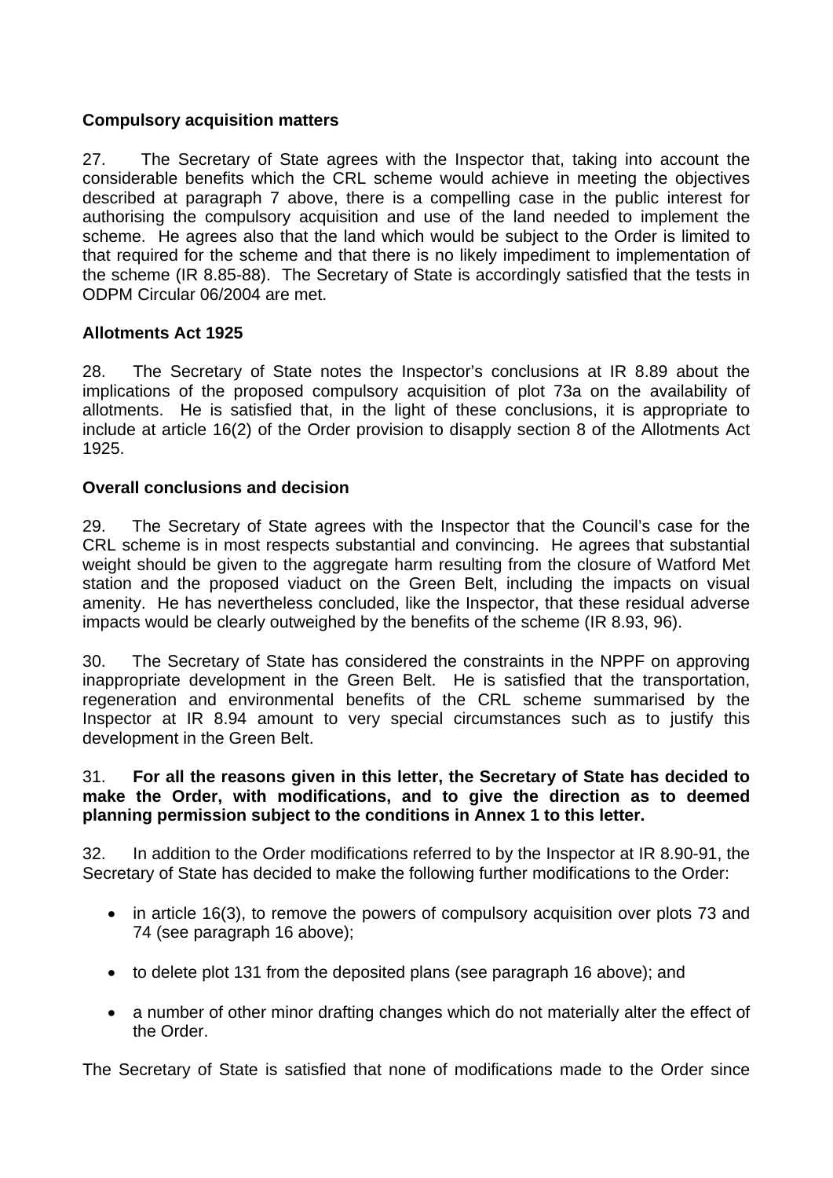**Compulsory acquisition matters**

27. The Secretary of State agrees with the Inspector that, taking into account the considerable benefits which the CRL scheme would achieve in meeting the objectives described at paragraph 7 above, there is a compelling case in the public interest for authorising the compulsory acquisition and use of the land needed to implement the scheme. He agrees also that the land which would be subject to the Order is limited to that required for the scheme and that there is no likely impediment to implementation of the scheme (IR 8.85-88). The Secretary of State is accordingly satisfied that the tests in ODPM Circular 06/2004 are met.

**Allotments Act 1925**

28. The Secretary of State notes the Inspector's conclusions at IR 8.89 about the implications of the proposed compulsory acquisition of plot 73a on the availability of allotments. He is satisfied that, in the light of these conclusions, it is appropriate to include at article 16(2) of the Order provision to disapply section 8 of the Allotments Act 1925.

**Overall conclusions and decision**

29. The Secretary of State agrees with the Inspector that the Council's case for the CRL scheme is in most respects substantial and convincing. He agrees that substantial weight should be given to the aggregate harm resulting from the closure of Watford Met station and the proposed viaduct on the Green Belt, including the impacts on visual amenity. He has nevertheless concluded, like the Inspector, that these residual adverse impacts would be clearly outweighed by the benefits of the scheme (IR 8.93, 96).

30. The Secretary of State has considered the constraints in the NPPF on approving inappropriate development in the Green Belt. He is satisfied that the transportation, regeneration and environmental benefits of the CRL scheme summarised by the Inspector at IR 8.94 amount to very special circumstances such as to justify this development in the Green Belt.

31. **For all the reasons given in this letter, the Secretary of State has decided to make the Order, with modifications, and to give the direction as to deemed planning permission subject to the conditions in Annex 1 to this letter.**

32. In addition to the Order modifications referred to by the Inspector at IR 8.90-91, the Secretary of State has decided to make the following further modifications to the Order:

- in article 16(3), to remove the powers of compulsory acquisition over plots 73 and 74 (see paragraph 16 above);
- to delete plot 131 from the deposited plans (see paragraph 16 above); and
- a number of other minor drafting changes which do not materially alter the effect of the Order.

The Secretary of State is satisfied that none of modifications made to the Order since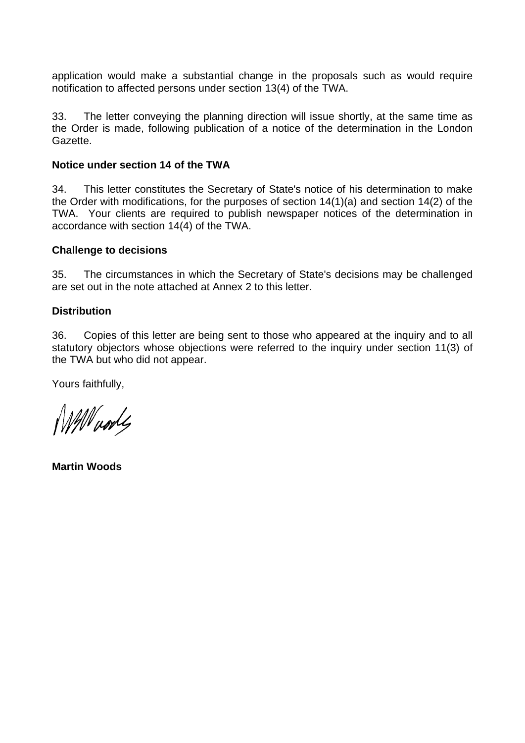application would make a substantial change in the proposals such as would require notification to affected persons under section 13(4) of the TWA.

33. The letter conveying the planning direction will issue shortly, at the same time as the Order is made, following publication of a notice of the determination in the London Gazette.

**Notice under section 14 of the TWA**

34. This letter constitutes the Secretary of State's notice of his determination to make the Order with modifications, for the purposes of section 14(1)(a) and section 14(2) of the TWA. Your clients are required to publish newspaper notices of the determination in accordance with section 14(4) of the TWA.

**Challenge to decisions**

35. The circumstances in which the Secretary of State's decisions may be challenged are set out in the note attached at Annex 2 to this letter.

**Distribution**

36. Copies of this letter are being sent to those who appeared at the inquiry and to all statutory objectors whose objections were referred to the inquiry under section 11(3) of the TWA but who did not appear.

Yours faithfully,

**Martin Woods**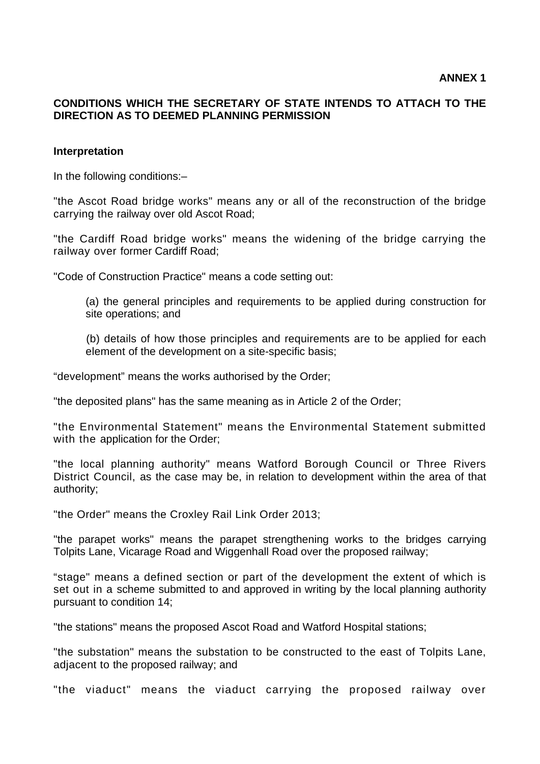**ANNEX 1**

## CONDITIONS WHICH THE SECRETARY OF STATE INTENDS TO ATTACH TO THE DIRECTION AS TO DEEMED PLANNING PERMISSION

### Interpretation

In the following conditions:–

"the Ascot Road bridge works" means any or all of the reconstruction of the bridge carrying the railway over old Ascot Road;

"the Cardiff Road bridge works" means the widening of the bridge carrying the railway over former Cardiff Road;

"Code of Construction Practice" means a code setting out:

(a) the general principles and requirements to be applied during construction for site operations; and

(b) details of how those principles and requirements are to be applied for each element of the development on a site-specific basis;

"development" means the works authorised by the Order;

"the deposited plans" has the same meaning as in Article 2 of the Order;

"the Environmental Statement" means the Environmental Statement submitted with the application for the Order;

"the local planning authority" means Watford Borough Council or Three Rivers District Council, as the case may be, in relation to development within the area of that authority;

"the Order" means the Croxley Rail Link Order 2013;

"the parapet works" means the parapet strengthening works to the bridges carrying Tolpits Lane, Vicarage Road and Wiggenhall Road over the proposed railway;

"stage" means a defined section or part of the development the extent of which is set out in a scheme submitted to and approved in writing by the local planning authority pursuant to condition 14;

"the stations" means the proposed Ascot Road and Watford Hospital stations;

"the substation" means the substation to be constructed to the east of Tolpits Lane, adjacent to the proposed railway; and

"the viaduct" means the viaduct carrying the proposed railway over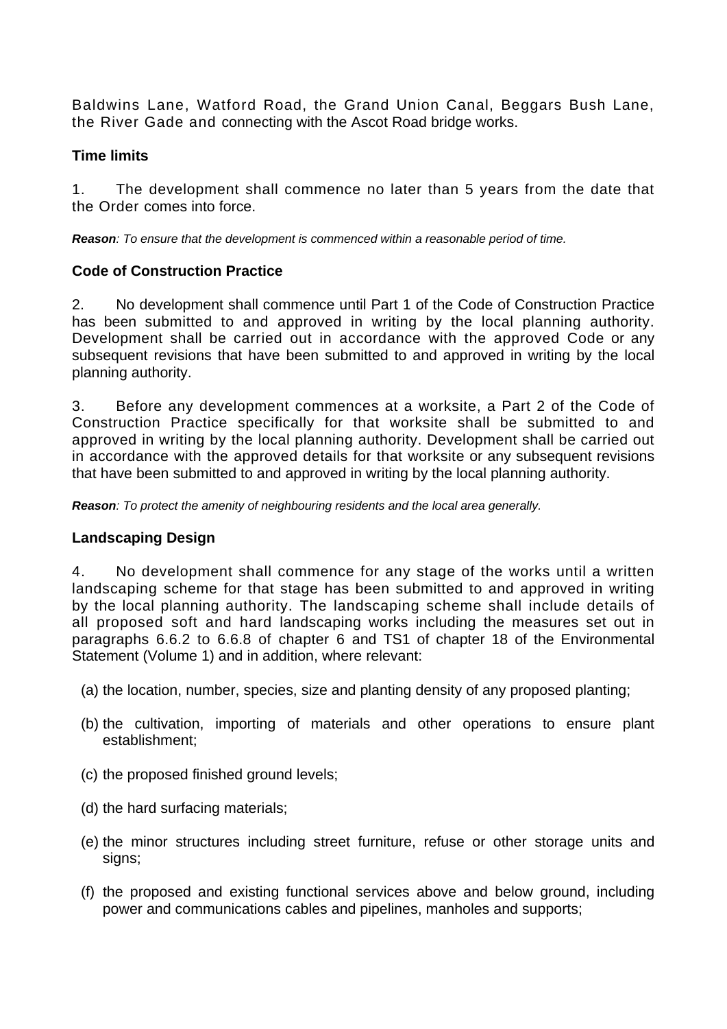Baldwins Lane, Watford Road, the Grand Union Canal, Beggars Bush Lane, the River Gade and connecting with the Ascot Road bridge works.

**Time limits**

1. The development shall commence no later than 5 years from the date that the Order comes into force.

***Reason**: To ensure that the development is commenced within a reasonable period of time.*

**Code of Construction Practice**

2. No development shall commence until Part 1 of the Code of Construction Practice has been submitted to and approved in writing by the local planning authority. Development shall be carried out in accordance with the approved Code or any subsequent revisions that have been submitted to and approved in writing by the local planning authority.

3. Before any development commences at a worksite, a Part 2 of the Code of Construction Practice specifically for that worksite shall be submitted to and approved in writing by the local planning authority. Development shall be carried out in accordance with the approved details for that worksite or any subsequent revisions that have been submitted to and approved in writing by the local planning authority.

***Reason**: To protect the amenity of neighbouring residents and the local area generally.*

**Landscaping Design**

4. No development shall commence for any stage of the works until a written landscaping scheme for that stage has been submitted to and approved in writing by the local planning authority. The landscaping scheme shall include details of all proposed soft and hard landscaping works including the measures set out in paragraphs 6.6.2 to 6.6.8 of chapter 6 and TS1 of chapter 18 of the Environmental Statement (Volume 1) and in addition, where relevant:

(a) the location, number, species, size and planting density of any proposed planting;

(b) the cultivation, importing of materials and other operations to ensure plant establishment;

(c) the proposed finished ground levels;

(d) the hard surfacing materials;

(e) the minor structures including street furniture, refuse or other storage units and signs;

(f) the proposed and existing functional services above and below ground, including power and communications cables and pipelines, manholes and supports;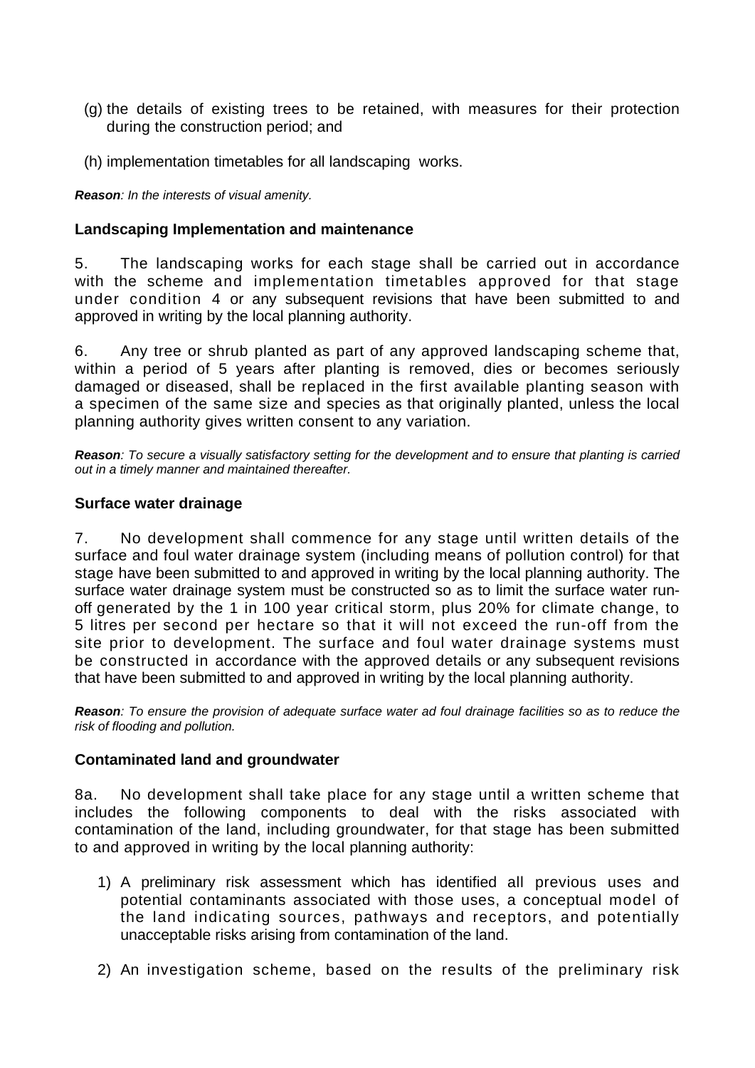(g) the details of existing trees to be retained, with measures for their protection during the construction period; and

(h) implementation timetables for all landscaping works.

***Reason**: In the interests of visual amenity.*

**Landscaping Implementation and maintenance**

5. The landscaping works for each stage shall be carried out in accordance with the scheme and implementation timetables approved for that stage under condition 4 or any subsequent revisions that have been submitted to and approved in writing by the local planning authority.

6. Any tree or shrub planted as part of any approved landscaping scheme that, within a period of 5 years after planting is removed, dies or becomes seriously damaged or diseased, shall be replaced in the first available planting season with a specimen of the same size and species as that originally planted, unless the local planning authority gives written consent to any variation.

***Reason**: To secure a visually satisfactory setting for the development and to ensure that planting is carried out in a timely manner and maintained thereafter.*

**Surface water drainage**

7. No development shall commence for any stage until written details of the surface and foul water drainage system (including means of pollution control) for that stage have been submitted to and approved in writing by the local planning authority. The surface water drainage system must be constructed so as to limit the surface water run-off generated by the 1 in 100 year critical storm, plus 20% for climate change, to 5 litres per second per hectare so that it will not exceed the run-off from the site prior to development. The surface and foul water drainage systems must be constructed in accordance with the approved details or any subsequent revisions that have been submitted to and approved in writing by the local planning authority.

***Reason**: To ensure the provision of adequate surface water ad foul drainage facilities so as to reduce the risk of flooding and pollution.*

**Contaminated land and groundwater**

8a. No development shall take place for any stage until a written scheme that includes the following components to deal with the risks associated with contamination of the land, including groundwater, for that stage has been submitted to and approved in writing by the local planning authority:

1) A preliminary risk assessment which has identified all previous uses and potential contaminants associated with those uses, a conceptual model of the land indicating sources, pathways and receptors, and potentially unacceptable risks arising from contamination of the land.

2) An investigation scheme, based on the results of the preliminary risk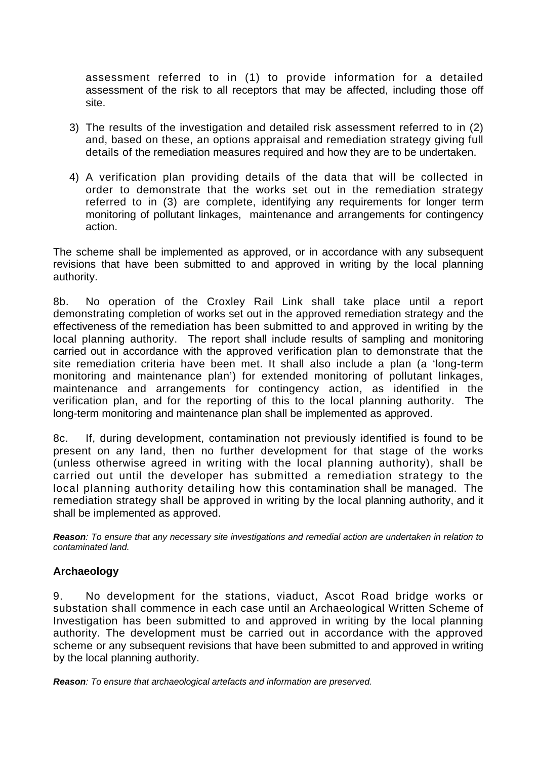assessment referred to in (1) to provide information for a detailed assessment of the risk to all receptors that may be affected, including those off site.

3) The results of the investigation and detailed risk assessment referred to in (2) and, based on these, an options appraisal and remediation strategy giving full details of the remediation measures required and how they are to be undertaken.

4) A verification plan providing details of the data that will be collected in order to demonstrate that the works set out in the remediation strategy referred to in (3) are complete, identifying any requirements for longer term monitoring of pollutant linkages, maintenance and arrangements for contingency action.

The scheme shall be implemented as approved, or in accordance with any subsequent revisions that have been submitted to and approved in writing by the local planning authority.

8b. No operation of the Croxley Rail Link shall take place until a report demonstrating completion of works set out in the approved remediation strategy and the effectiveness of the remediation has been submitted to and approved in writing by the local planning authority. The report shall include results of sampling and monitoring carried out in accordance with the approved verification plan to demonstrate that the site remediation criteria have been met. It shall also include a plan (a 'long-term monitoring and maintenance plan') for extended monitoring of pollutant linkages, maintenance and arrangements for contingency action, as identified in the verification plan, and for the reporting of this to the local planning authority. The long-term monitoring and maintenance plan shall be implemented as approved.

8c. If, during development, contamination not previously identified is found to be present on any land, then no further development for that stage of the works (unless otherwise agreed in writing with the local planning authority), shall be carried out until the developer has submitted a remediation strategy to the local planning authority detailing how this contamination shall be managed. The remediation strategy shall be approved in writing by the local planning authority, and it shall be implemented as approved.

***Reason**: To ensure that any necessary site investigations and remedial action are undertaken in relation to contaminated land.*

## Archaeology

9. No development for the stations, viaduct, Ascot Road bridge works or substation shall commence in each case until an Archaeological Written Scheme of Investigation has been submitted to and approved in writing by the local planning authority. The development must be carried out in accordance with the approved scheme or any subsequent revisions that have been submitted to and approved in writing by the local planning authority.

***Reason**: To ensure that archaeological artefacts and information are preserved.*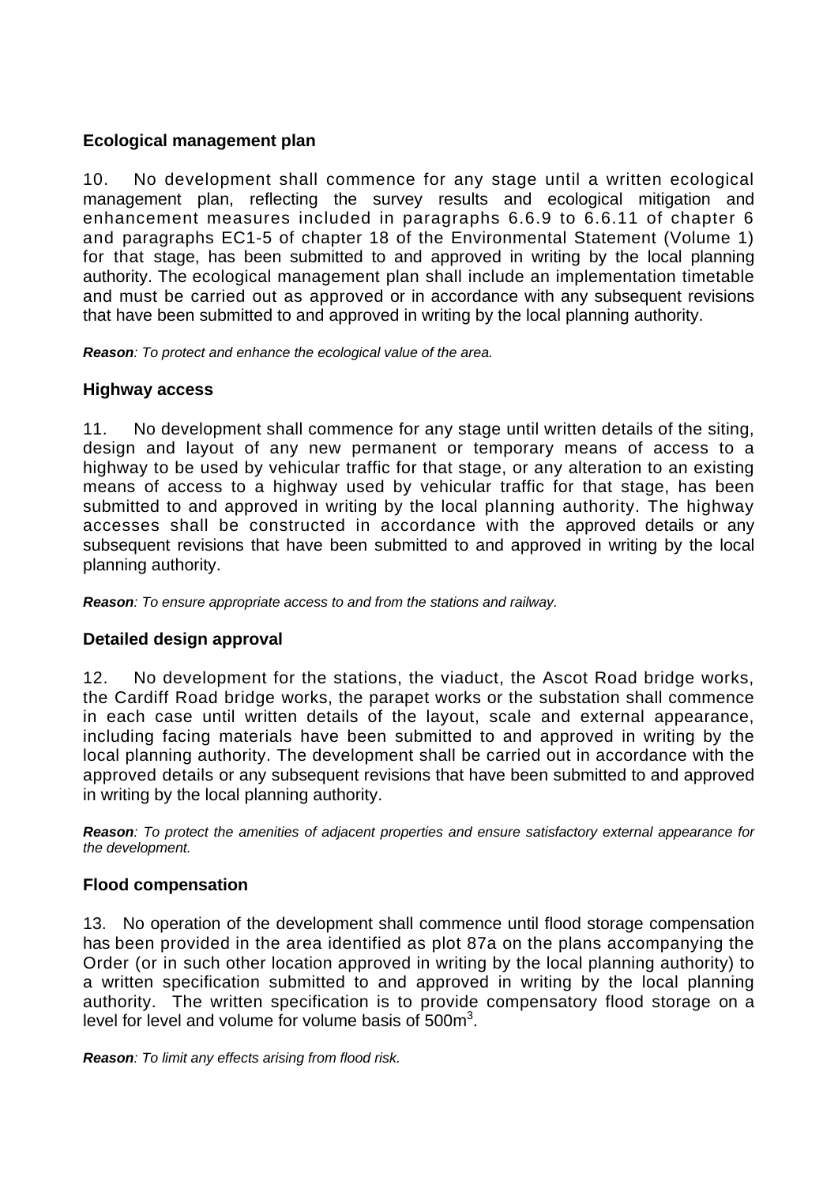### Ecological management plan

10. No development shall commence for any stage until a written ecological management plan, reflecting the survey results and ecological mitigation and enhancement measures included in paragraphs 6.6.9 to 6.6.11 of chapter 6 and paragraphs EC1-5 of chapter 18 of the Environmental Statement (Volume 1) for that stage, has been submitted to and approved in writing by the local planning authority. The ecological management plan shall include an implementation timetable and must be carried out as approved or in accordance with any subsequent revisions that have been submitted to and approved in writing by the local planning authority.

***Reason****: To protect and enhance the ecological value of the area.*

### Highway access

11. No development shall commence for any stage until written details of the siting, design and layout of any new permanent or temporary means of access to a highway to be used by vehicular traffic for that stage, or any alteration to an existing means of access to a highway used by vehicular traffic for that stage, has been submitted to and approved in writing by the local planning authority. The highway accesses shall be constructed in accordance with the approved details or any subsequent revisions that have been submitted to and approved in writing by the local planning authority.

***Reason****: To ensure appropriate access to and from the stations and railway.*

### Detailed design approval

12. No development for the stations, the viaduct, the Ascot Road bridge works, the Cardiff Road bridge works, the parapet works or the substation shall commence in each case until written details of the layout, scale and external appearance, including facing materials have been submitted to and approved in writing by the local planning authority. The development shall be carried out in accordance with the approved details or any subsequent revisions that have been submitted to and approved in writing by the local planning authority.

***Reason****: To protect the amenities of adjacent properties and ensure satisfactory external appearance for the development.*

### Flood compensation

13. No operation of the development shall commence until flood storage compensation has been provided in the area identified as plot 87a on the plans accompanying the Order (or in such other location approved in writing by the local planning authority) to a written specification submitted to and approved in writing by the local planning authority. The written specification is to provide compensatory flood storage on a level for level and volume for volume basis of $500m^3$.

***Reason****: To limit any effects arising from flood risk.*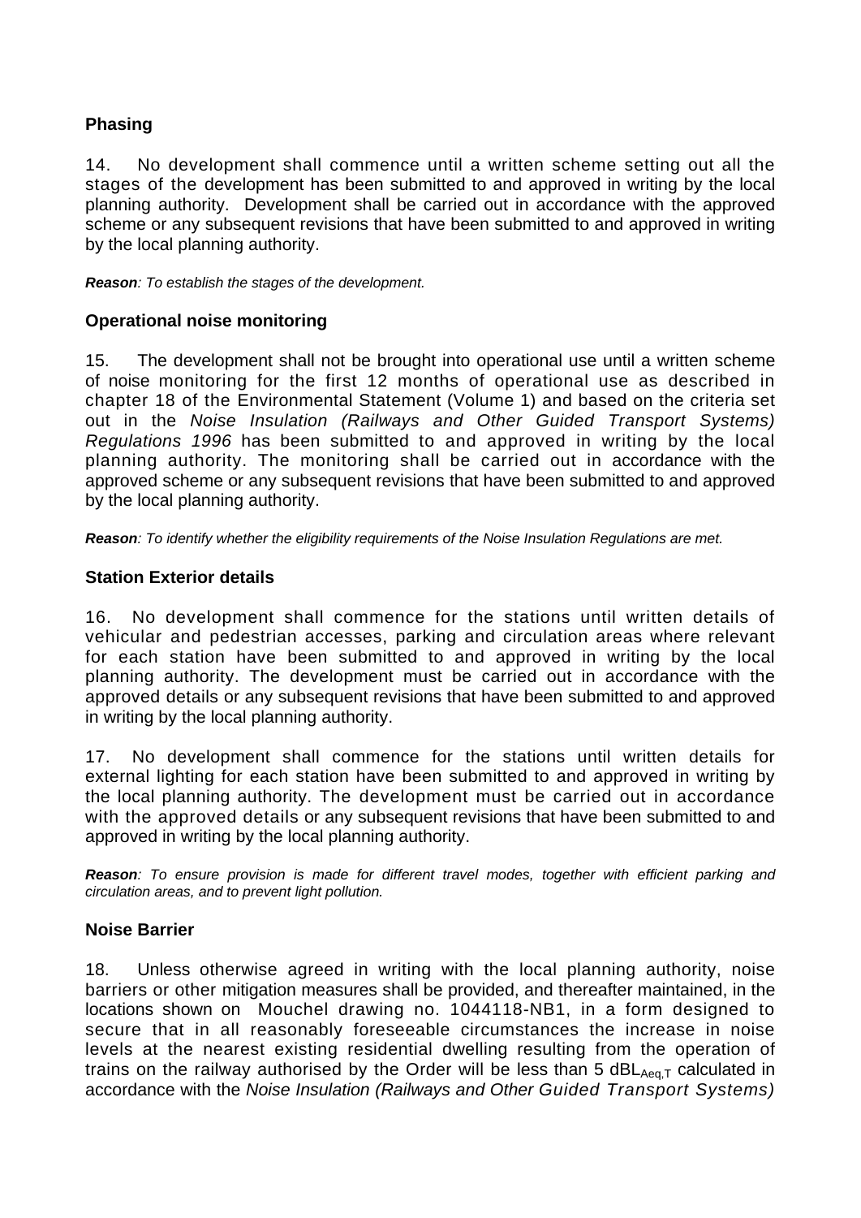**Phasing**

14. No development shall commence until a written scheme setting out all the stages of the development has been submitted to and approved in writing by the local planning authority. Development shall be carried out in accordance with the approved scheme or any subsequent revisions that have been submitted to and approved in writing by the local planning authority.

***Reason**: To establish the stages of the development.*

**Operational noise monitoring**

15. The development shall not be brought into operational use until a written scheme of noise monitoring for the first 12 months of operational use as described in chapter 18 of the Environmental Statement (Volume 1) and based on the criteria set out in the *Noise Insulation (Railways and Other Guided Transport Systems) Regulations 1996* has been submitted to and approved in writing by the local planning authority. The monitoring shall be carried out in accordance with the approved scheme or any subsequent revisions that have been submitted to and approved by the local planning authority.

***Reason**: To identify whether the eligibility requirements of the Noise Insulation Regulations are met.*

**Station Exterior details**

16. No development shall commence for the stations until written details of vehicular and pedestrian accesses, parking and circulation areas where relevant for each station have been submitted to and approved in writing by the local planning authority. The development must be carried out in accordance with the approved details or any subsequent revisions that have been submitted to and approved in writing by the local planning authority.

17. No development shall commence for the stations until written details for external lighting for each station have been submitted to and approved in writing by the local planning authority. The development must be carried out in accordance with the approved details or any subsequent revisions that have been submitted to and approved in writing by the local planning authority.

***Reason**: To ensure provision is made for different travel modes, together with efficient parking and circulation areas, and to prevent light pollution.*

**Noise Barrier**

18. Unless otherwise agreed in writing with the local planning authority, noise barriers or other mitigation measures shall be provided, and thereafter maintained, in the locations shown on Mouchel drawing no. 1044118-NB1, in a form designed to secure that in all reasonably foreseeable circumstances the increase in noise levels at the nearest existing residential dwelling resulting from the operation of trains on the railway authorised by the Order will be less than 5 $dBL_{Aeq,T}$ calculated in accordance with the *Noise Insulation (Railways and Other Guided Transport Systems)*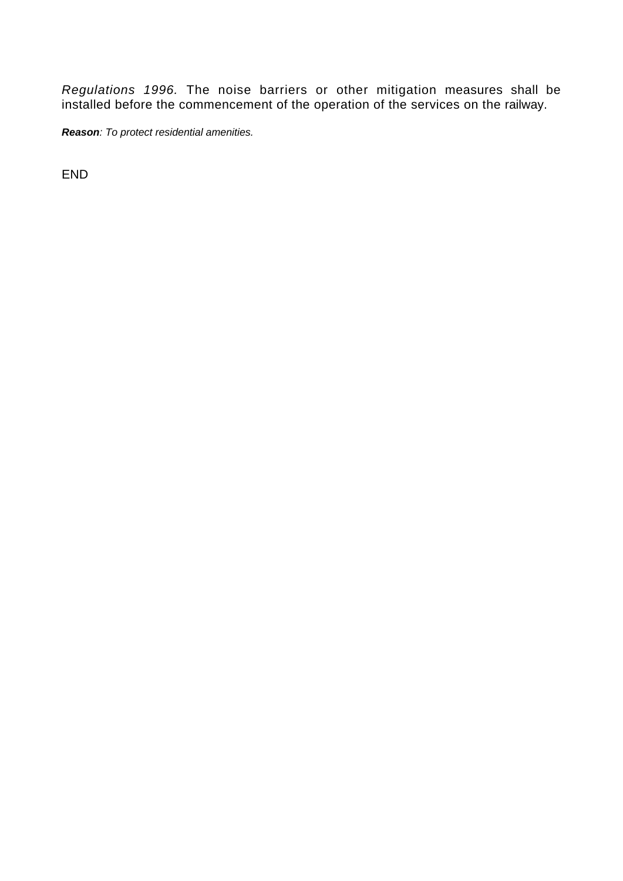*Regulations 1996*. The noise barriers or other mitigation measures shall be installed before the commencement of the operation of the services on the railway.

***Reason****: To protect residential amenities.*

END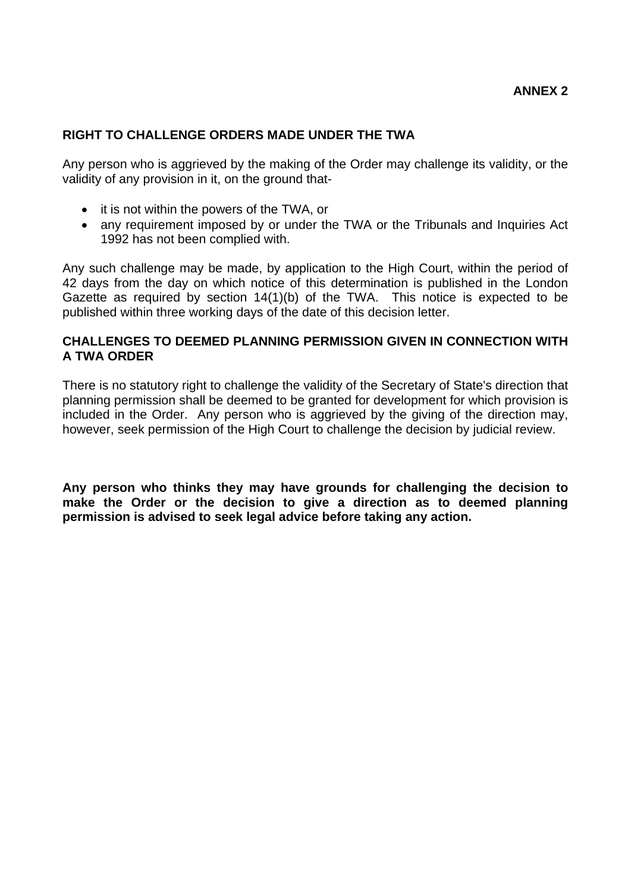**ANNEX 2**

## RIGHT TO CHALLENGE ORDERS MADE UNDER THE TWA

Any person who is aggrieved by the making of the Order may challenge its validity, or the validity of any provision in it, on the ground that-

- it is not within the powers of the TWA, or
- any requirement imposed by or under the TWA or the Tribunals and Inquiries Act 1992 has not been complied with.

Any such challenge may be made, by application to the High Court, within the period of 42 days from the day on which notice of this determination is published in the London Gazette as required by section 14(1)(b) of the TWA. This notice is expected to be published within three working days of the date of this decision letter.

## CHALLENGES TO DEEMED PLANNING PERMISSION GIVEN IN CONNECTION WITH A TWA ORDER

There is no statutory right to challenge the validity of the Secretary of State's direction that planning permission shall be deemed to be granted for development for which provision is included in the Order. Any person who is aggrieved by the giving of the direction may, however, seek permission of the High Court to challenge the decision by judicial review.

**Any person who thinks they may have grounds for challenging the decision to make the Order or the decision to give a direction as to deemed planning permission is advised to seek legal advice before taking any action.**